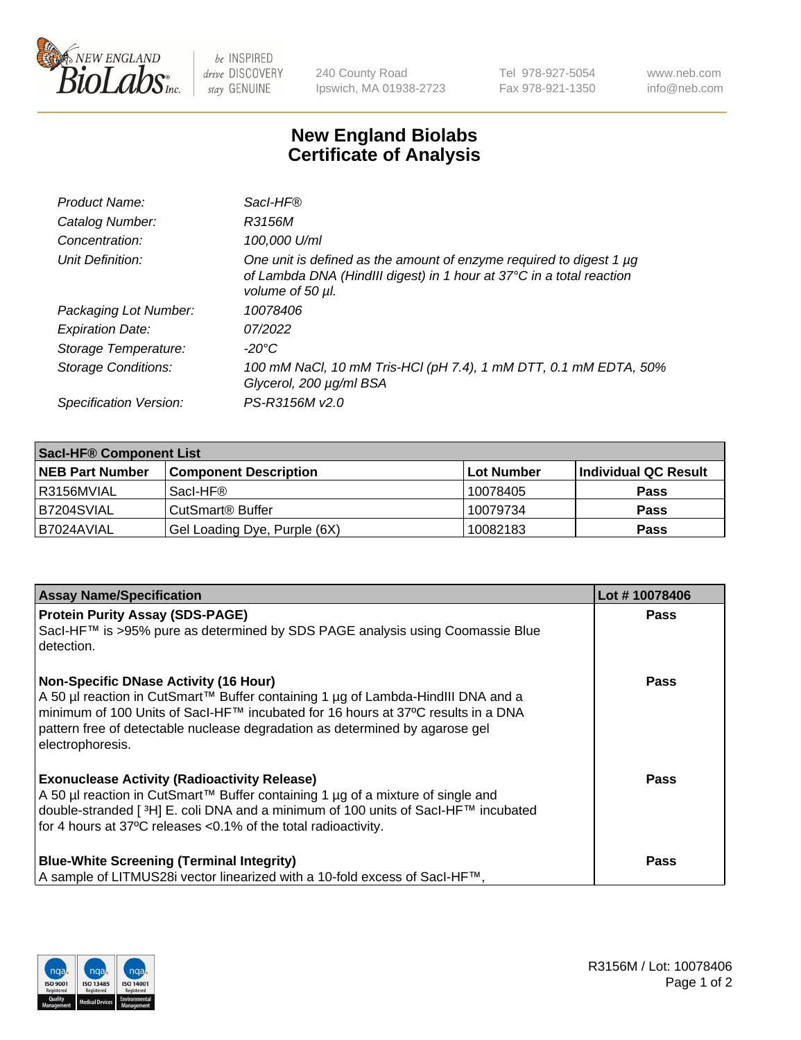# New England Biolabs Certificate of Analysis

| | |
|---|---|
| *Product Name:* | *SacI-HF®* |
| *Catalog Number:* | *R3156M* |
| *Concentration:* | *100,000 U/ml* |
| *Unit Definition:* | *One unit is defined as the amount of enzyme required to digest 1 µg of Lambda DNA (HindIII digest) in 1 hour at 37°C in a total reaction volume of 50 µl.* |
| *Packaging Lot Number:* | *10078406* |
| *Expiration Date:* | *07/2022* |
| *Storage Temperature:* | *-20°C* |
| *Storage Conditions:* | *100 mM NaCl, 10 mM Tris-HCl (pH 7.4), 1 mM DTT, 0.1 mM EDTA, 50% Glycerol, 200 µg/ml BSA* |
| *Specification Version:* | *PS-R3156M v2.0* |

| SacI-HF® Component List | | | |
|---|---|---|---|
| **NEB Part Number** | **Component Description** | **Lot Number** | **Individual QC Result** |
| R3156MVIAL | SacI-HF® | 10078405 | **Pass** |
| B7204SVIAL | CutSmart® Buffer | 10079734 | **Pass** |
| B7024AVIAL | Gel Loading Dye, Purple (6X) | 10082183 | **Pass** |

| Assay Name/Specification | Lot # 10078406 |
|---|---|
| **Protein Purity Assay (SDS-PAGE)**<br>SacI-HF™ is >95% pure as determined by SDS PAGE analysis using Coomassie Blue detection. | **Pass** |
| **Non-Specific DNase Activity (16 Hour)**<br>A 50 µl reaction in CutSmart™ Buffer containing 1 µg of Lambda-HindIII DNA and a minimum of 100 Units of SacI-HF™ incubated for 16 hours at 37ºC results in a DNA pattern free of detectable nuclease degradation as determined by agarose gel electrophoresis. | **Pass** |
| **Exonuclease Activity (Radioactivity Release)**<br>A 50 µl reaction in CutSmart™ Buffer containing 1 µg of a mixture of single and double-stranded [ $^{3}$H] E. coli DNA and a minimum of 100 units of SacI-HF™ incubated for 4 hours at 37ºC releases <0.1% of the total radioactivity. | **Pass** |
| **Blue-White Screening (Terminal Integrity)**<br>A sample of LITMUS28i vector linearized with a 10-fold excess of SacI-HF™, | **Pass** |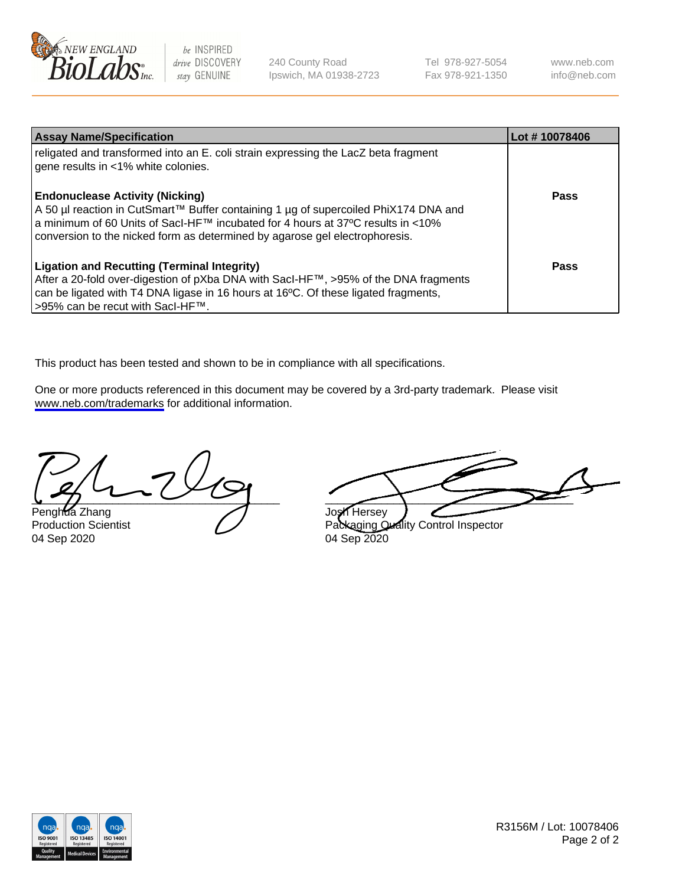| Assay Name/Specification | Lot # 10078406 |
|---|---|
| religated and transformed into an E. coli strain expressing the LacZ beta fragment gene results in <1% white colonies. | |
| **Endonuclease Activity (Nicking)**<br>A 50 µl reaction in CutSmart™ Buffer containing 1 µg of supercoiled PhiX174 DNA and a minimum of 60 Units of SacI-HF™ incubated for 4 hours at 37ºC results in <10% conversion to the nicked form as determined by agarose gel electrophoresis. | **Pass** |
| **Ligation and Recutting (Terminal Integrity)**<br>After a 20-fold over-digestion of pXba DNA with SacI-HF™, >95% of the DNA fragments can be ligated with T4 DNA ligase in 16 hours at 16ºC. Of these ligated fragments, >95% can be recut with SacI-HF™. | **Pass** |

This product has been tested and shown to be in compliance with all specifications.

One or more products referenced in this document may be covered by a 3rd-party trademark. Please visit www.neb.com/trademarks for additional information.

Penghua Zhang
Production Scientist
04 Sep 2020

Josh Hersey
Packaging Quality Control Inspector
04 Sep 2020

R3156M / Lot: 10078406